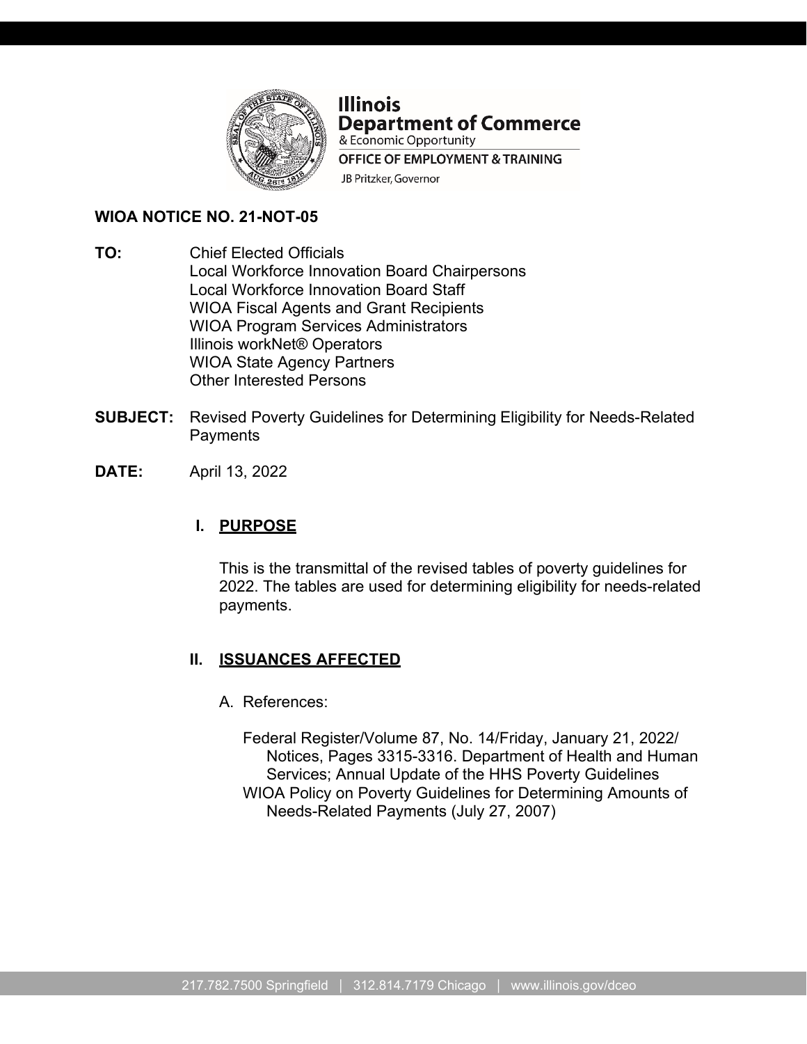**Illinois Department of Commerce**
& Economic Opportunity
OFFICE OF EMPLOYMENT & TRAINING
JB Pritzker, Governor

**WIOA NOTICE NO. 21-NOT-05**

**TO:** Chief Elected Officials
Local Workforce Innovation Board Chairpersons
Local Workforce Innovation Board Staff
WIOA Fiscal Agents and Grant Recipients
WIOA Program Services Administrators
Illinois workNet® Operators
WIOA State Agency Partners
Other Interested Persons

**SUBJECT:** Revised Poverty Guidelines for Determining Eligibility for Needs-Related Payments

**DATE:** April 13, 2022

## I. PURPOSE

This is the transmittal of the revised tables of poverty guidelines for 2022. The tables are used for determining eligibility for needs-related payments.

## II. ISSUANCES AFFECTED

A. References:

Federal Register/Volume 87, No. 14/Friday, January 21, 2022/ Notices, Pages 3315-3316. Department of Health and Human Services; Annual Update of the HHS Poverty Guidelines

WIOA Policy on Poverty Guidelines for Determining Amounts of Needs-Related Payments (July 27, 2007)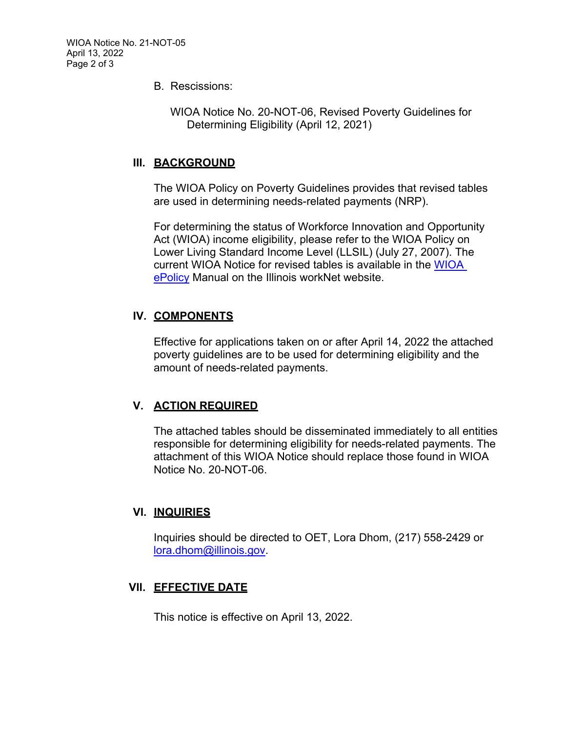B. Rescissions:

WIOA Notice No. 20-NOT-06, Revised Poverty Guidelines for Determining Eligibility (April 12, 2021)

## III. BACKGROUND

The WIOA Policy on Poverty Guidelines provides that revised tables are used in determining needs-related payments (NRP).

For determining the status of Workforce Innovation and Opportunity Act (WIOA) income eligibility, please refer to the WIOA Policy on Lower Living Standard Income Level (LLSIL) (July 27, 2007). The current WIOA Notice for revised tables is available in the WIOA ePolicy Manual on the Illinois workNet website.

## IV. COMPONENTS

Effective for applications taken on or after April 14, 2022 the attached poverty guidelines are to be used for determining eligibility and the amount of needs-related payments.

## V. ACTION REQUIRED

The attached tables should be disseminated immediately to all entities responsible for determining eligibility for needs-related payments. The attachment of this WIOA Notice should replace those found in WIOA Notice No. 20-NOT-06.

## VI. INQUIRIES

Inquiries should be directed to OET, Lora Dhom, (217) 558-2429 or lora.dhom@illinois.gov.

## VII. EFFECTIVE DATE

This notice is effective on April 13, 2022.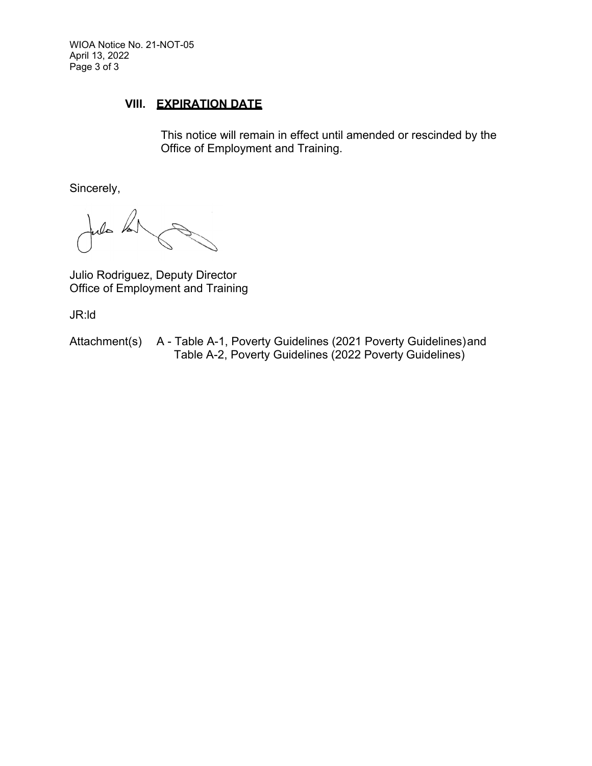## VIII. EXPIRATION DATE

This notice will remain in effect until amended or rescinded by the Office of Employment and Training.

Sincerely,

Julio Rodriguez, Deputy Director
Office of Employment and Training

JR:ld

Attachment(s) A - Table A-1, Poverty Guidelines (2021 Poverty Guidelines) and Table A-2, Poverty Guidelines (2022 Poverty Guidelines)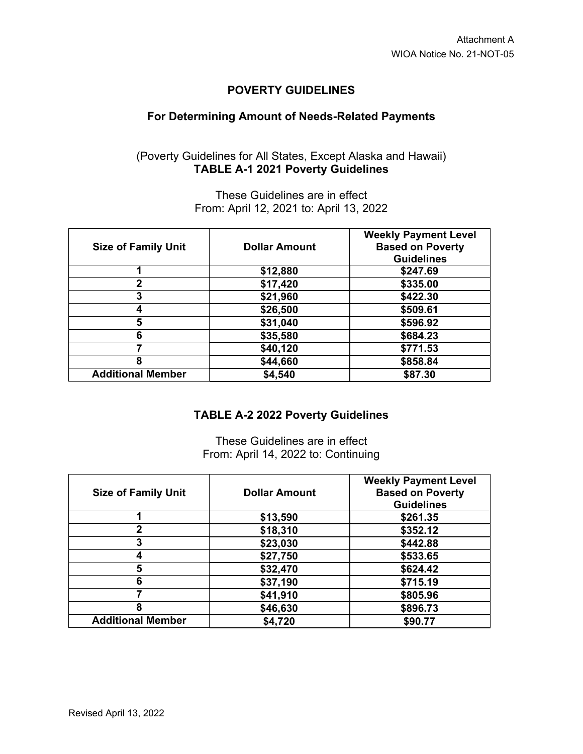Attachment A
WIOA Notice No. 21-NOT-05

# POVERTY GUIDELINES

## For Determining Amount of Needs-Related Payments

(Poverty Guidelines for All States, Except Alaska and Hawaii)

**TABLE A-1 2021 Poverty Guidelines**

These Guidelines are in effect
From: April 12, 2021 to: April 13, 2022

| Size of Family Unit | Dollar Amount | Weekly Payment Level Based on Poverty Guidelines |
|---|---|---|
| 1 | $12,880 | $247.69 |
| 2 | $17,420 | $335.00 |
| 3 | $21,960 | $422.30 |
| 4 | $26,500 | $509.61 |
| 5 | $31,040 | $596.92 |
| 6 | $35,580 | $684.23 |
| 7 | $40,120 | $771.53 |
| 8 | $44,660 | $858.84 |
| Additional Member | $4,540 | $87.30 |

**TABLE A-2 2022 Poverty Guidelines**

These Guidelines are in effect
From: April 14, 2022 to: Continuing

| Size of Family Unit | Dollar Amount | Weekly Payment Level Based on Poverty Guidelines |
|---|---|---|
| 1 | $13,590 | $261.35 |
| 2 | $18,310 | $352.12 |
| 3 | $23,030 | $442.88 |
| 4 | $27,750 | $533.65 |
| 5 | $32,470 | $624.42 |
| 6 | $37,190 | $715.19 |
| 7 | $41,910 | $805.96 |
| 8 | $46,630 | $896.73 |
| Additional Member | $4,720 | $90.77 |

Revised April 13, 2022